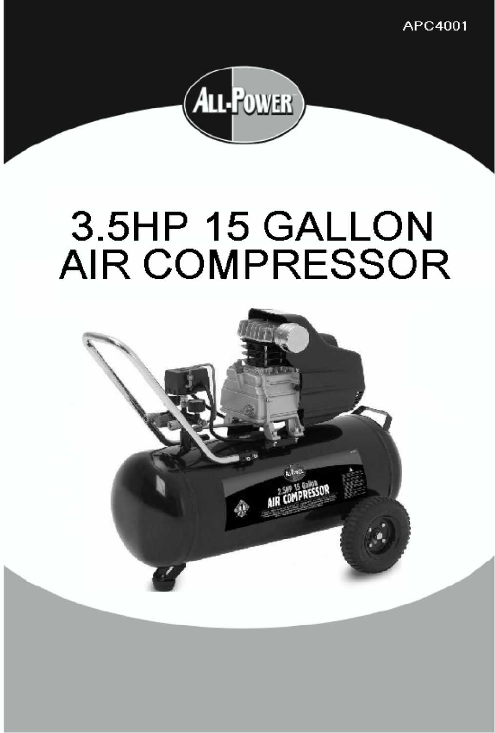APC4001

ALL-POWER

# 3.5HP 15 GALLON AIR COMPRESSOR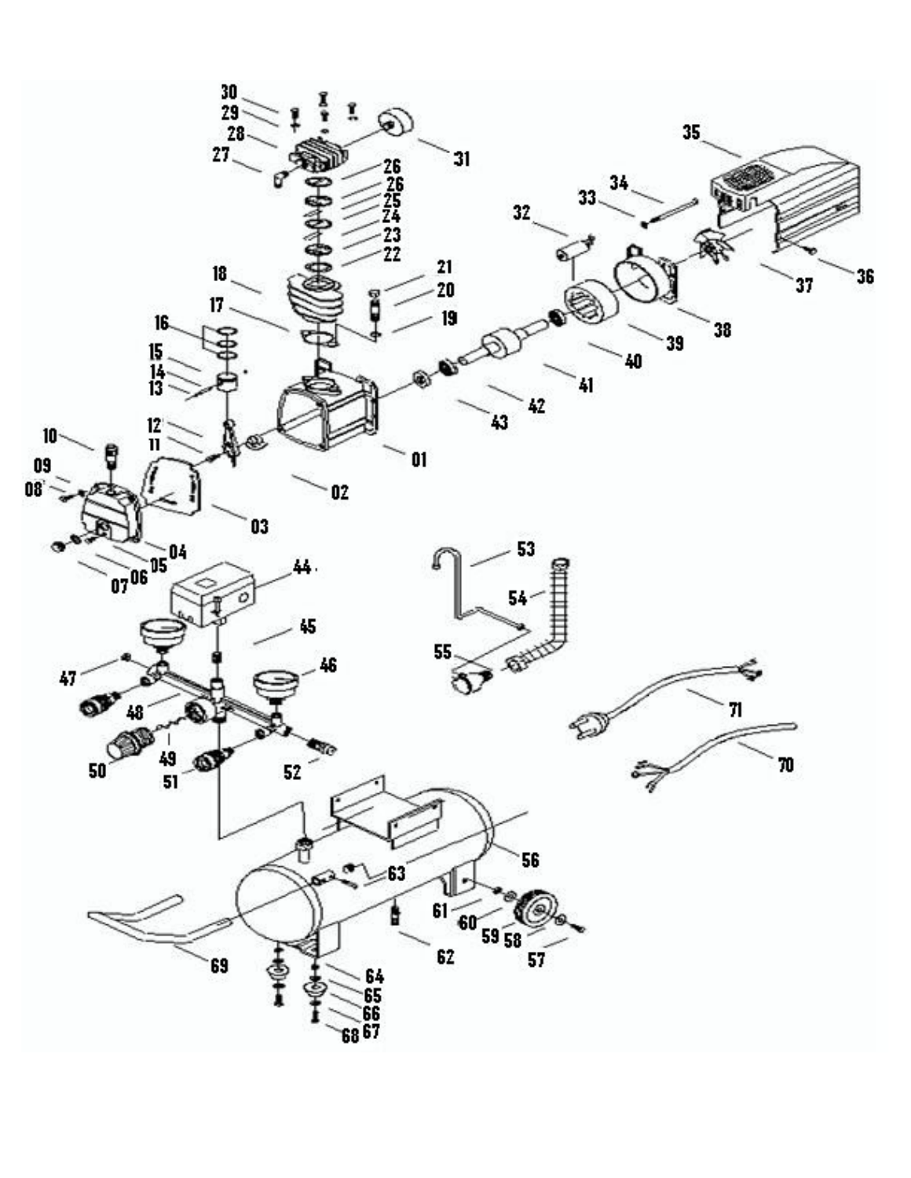30 29 28 27 26 26 25 24 23 22 31

35 34 33 32 36 37 38 39 40 41 42 43

18 21 20 17 19 16 15 14 13 12 11 10 09 08' 01 02 03 04 05 06 07

44 45 46 47 48 49 50 51 52

53 54 55

71 70

56 63 61 60 59 58 57 62 69 64 65 66 67 68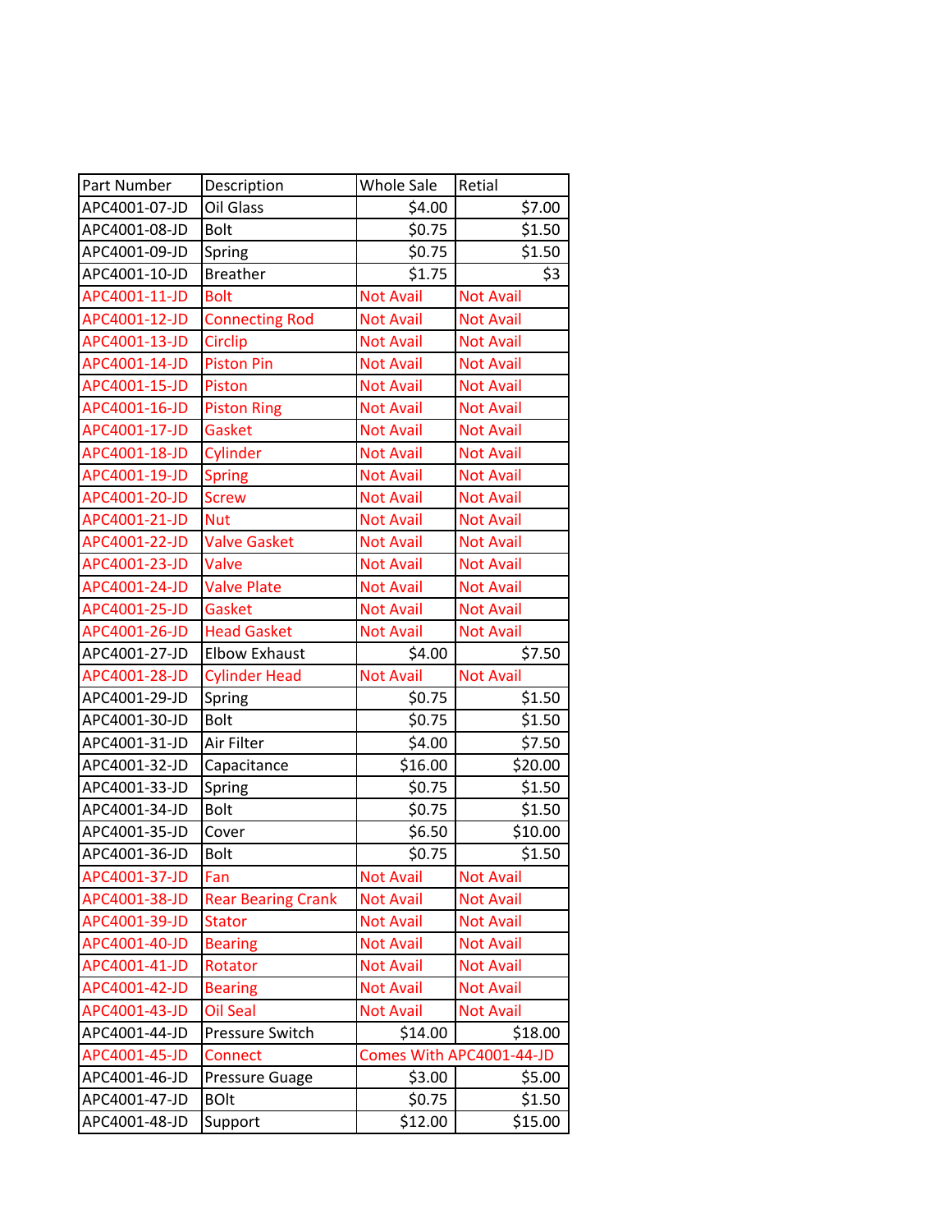| Part Number | Description | Whole Sale | Retial |
| --- | --- | --- | --- |
| APC4001-07-JD | Oil Glass | $4.00 | $7.00 |
| APC4001-08-JD | Bolt | $0.75 | $1.50 |
| APC4001-09-JD | Spring | $0.75 | $1.50 |
| APC4001-10-JD | Breather | $1.75 | $3 |
| APC4001-11-JD | Bolt | Not Avail | Not Avail |
| APC4001-12-JD | Connecting Rod | Not Avail | Not Avail |
| APC4001-13-JD | Circlip | Not Avail | Not Avail |
| APC4001-14-JD | Piston Pin | Not Avail | Not Avail |
| APC4001-15-JD | Piston | Not Avail | Not Avail |
| APC4001-16-JD | Piston Ring | Not Avail | Not Avail |
| APC4001-17-JD | Gasket | Not Avail | Not Avail |
| APC4001-18-JD | Cylinder | Not Avail | Not Avail |
| APC4001-19-JD | Spring | Not Avail | Not Avail |
| APC4001-20-JD | Screw | Not Avail | Not Avail |
| APC4001-21-JD | Nut | Not Avail | Not Avail |
| APC4001-22-JD | Valve Gasket | Not Avail | Not Avail |
| APC4001-23-JD | Valve | Not Avail | Not Avail |
| APC4001-24-JD | Valve Plate | Not Avail | Not Avail |
| APC4001-25-JD | Gasket | Not Avail | Not Avail |
| APC4001-26-JD | Head Gasket | Not Avail | Not Avail |
| APC4001-27-JD | Elbow Exhaust | $4.00 | $7.50 |
| APC4001-28-JD | Cylinder Head | Not Avail | Not Avail |
| APC4001-29-JD | Spring | $0.75 | $1.50 |
| APC4001-30-JD | Bolt | $0.75 | $1.50 |
| APC4001-31-JD | Air Filter | $4.00 | $7.50 |
| APC4001-32-JD | Capacitance | $16.00 | $20.00 |
| APC4001-33-JD | Spring | $0.75 | $1.50 |
| APC4001-34-JD | Bolt | $0.75 | $1.50 |
| APC4001-35-JD | Cover | $6.50 | $10.00 |
| APC4001-36-JD | Bolt | $0.75 | $1.50 |
| APC4001-37-JD | Fan | Not Avail | Not Avail |
| APC4001-38-JD | Rear Bearing Crank | Not Avail | Not Avail |
| APC4001-39-JD | Stator | Not Avail | Not Avail |
| APC4001-40-JD | Bearing | Not Avail | Not Avail |
| APC4001-41-JD | Rotator | Not Avail | Not Avail |
| APC4001-42-JD | Bearing | Not Avail | Not Avail |
| APC4001-43-JD | Oil Seal | Not Avail | Not Avail |
| APC4001-44-JD | Pressure Switch | $14.00 | $18.00 |
| APC4001-45-JD | Connect | Comes With APC4001-44-JD | |
| APC4001-46-JD | Pressure Guage | $3.00 | $5.00 |
| APC4001-47-JD | BOlt | $0.75 | $1.50 |
| APC4001-48-JD | Support | $12.00 | $15.00 |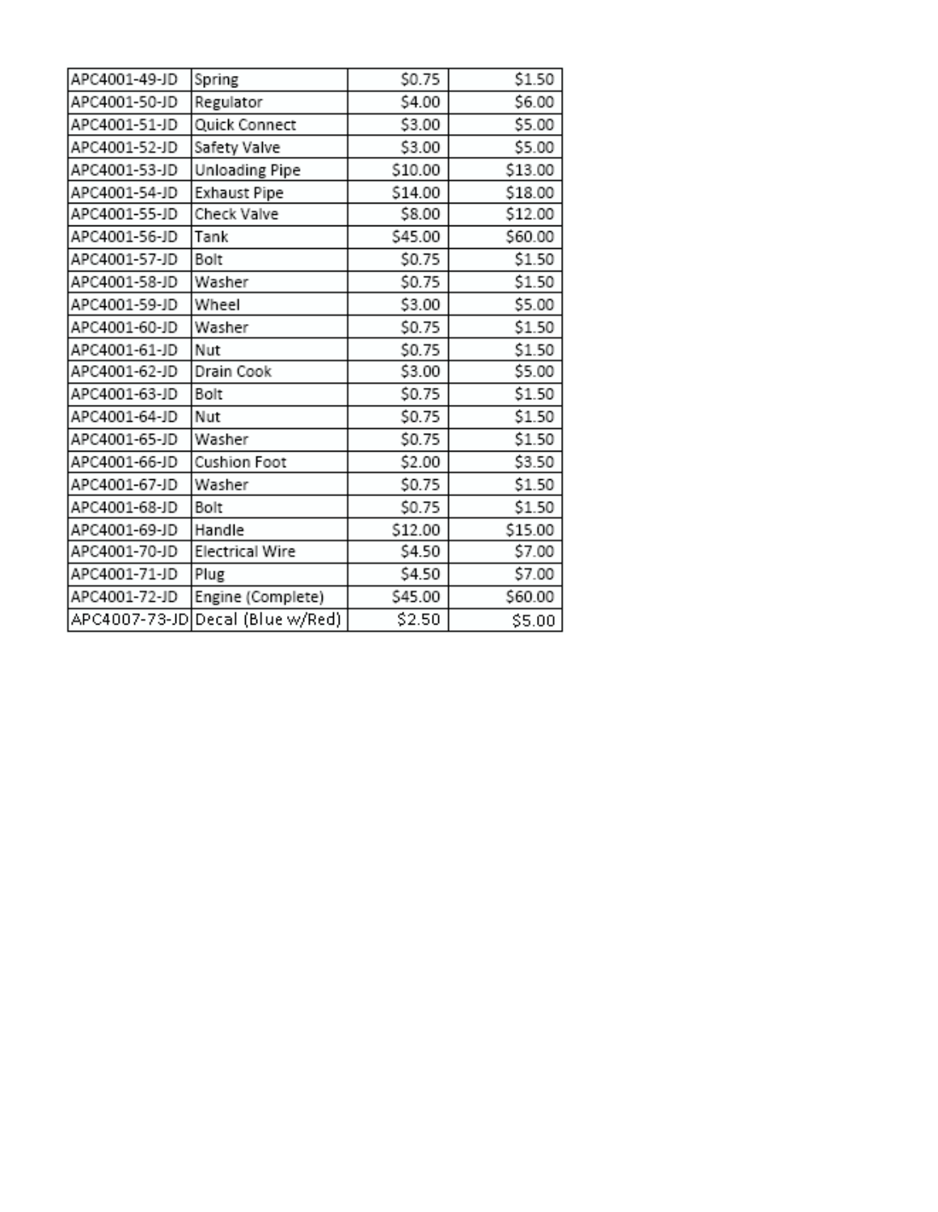| | | | |
|---|---|---|---|
| APC4001-49-JD | Spring | $0.75 | $1.50 |
| APC4001-50-JD | Regulator | $4.00 | $6.00 |
| APC4001-51-JD | Quick Connect | $3.00 | $5.00 |
| APC4001-52-JD | Safety Valve | $3.00 | $5.00 |
| APC4001-53-JD | Unloading Pipe | $10.00 | $13.00 |
| APC4001-54-JD | Exhaust Pipe | $14.00 | $18.00 |
| APC4001-55-JD | Check Valve | $8.00 | $12.00 |
| APC4001-56-JD | Tank | $45.00 | $60.00 |
| APC4001-57-JD | Bolt | $0.75 | $1.50 |
| APC4001-58-JD | Washer | $0.75 | $1.50 |
| APC4001-59-JD | Wheel | $3.00 | $5.00 |
| APC4001-60-JD | Washer | $0.75 | $1.50 |
| APC4001-61-JD | Nut | $0.75 | $1.50 |
| APC4001-62-JD | Drain Cook | $3.00 | $5.00 |
| APC4001-63-JD | Bolt | $0.75 | $1.50 |
| APC4001-64-JD | Nut | $0.75 | $1.50 |
| APC4001-65-JD | Washer | $0.75 | $1.50 |
| APC4001-66-JD | Cushion Foot | $2.00 | $3.50 |
| APC4001-67-JD | Washer | $0.75 | $1.50 |
| APC4001-68-JD | Bolt | $0.75 | $1.50 |
| APC4001-69-JD | Handle | $12.00 | $15.00 |
| APC4001-70-JD | Electrical Wire | $4.50 | $7.00 |
| APC4001-71-JD | Plug | $4.50 | $7.00 |
| APC4001-72-JD | Engine (Complete) | $45.00 | $60.00 |
| APC4007-73-JD | Decal (Blue w/Red) | $2.50 | $5.00 |